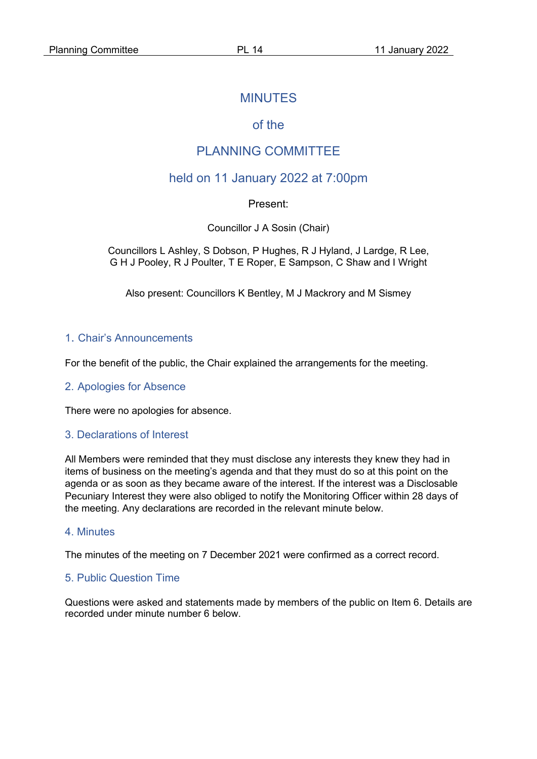# MINUTES

# of the

# PLANNING COMMITTEE

# held on 11 January 2022 at 7:00pm

Present:

Councillor J A Sosin (Chair)

Councillors L Ashley, S Dobson, P Hughes, R J Hyland, J Lardge, R Lee, G H J Pooley, R J Poulter, T E Roper, E Sampson, C Shaw and I Wright

Also present: Councillors K Bentley, M J Mackrory and M Sismey

## 1. Chair's Announcements

For the benefit of the public, the Chair explained the arrangements for the meeting.

## 2. Apologies for Absence

There were no apologies for absence.

## 3. Declarations of Interest

All Members were reminded that they must disclose any interests they knew they had in items of business on the meeting's agenda and that they must do so at this point on the agenda or as soon as they became aware of the interest. If the interest was a Disclosable Pecuniary Interest they were also obliged to notify the Monitoring Officer within 28 days of the meeting. Any declarations are recorded in the relevant minute below.

## 4. Minutes

The minutes of the meeting on 7 December 2021 were confirmed as a correct record.

## 5. Public Question Time

Questions were asked and statements made by members of the public on Item 6. Details are recorded under minute number 6 below.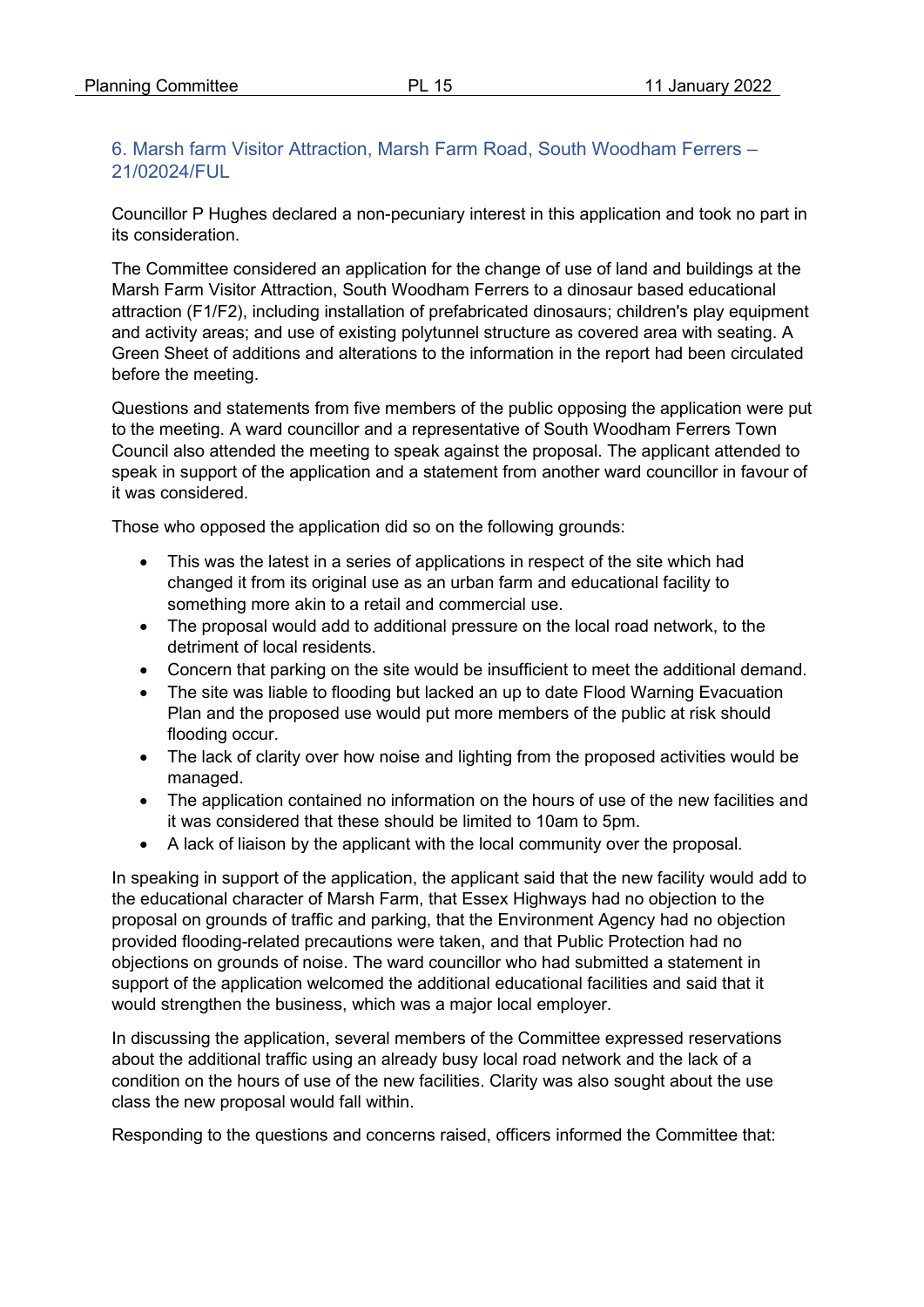## 6. Marsh farm Visitor Attraction, Marsh Farm Road, South Woodham Ferrers – 21/02024/FUL

Councillor P Hughes declared a non-pecuniary interest in this application and took no part in its consideration.

The Committee considered an application for the change of use of land and buildings at the Marsh Farm Visitor Attraction, South Woodham Ferrers to a dinosaur based educational attraction (F1/F2), including installation of prefabricated dinosaurs; children's play equipment and activity areas; and use of existing polytunnel structure as covered area with seating. A Green Sheet of additions and alterations to the information in the report had been circulated before the meeting.

Questions and statements from five members of the public opposing the application were put to the meeting. A ward councillor and a representative of South Woodham Ferrers Town Council also attended the meeting to speak against the proposal. The applicant attended to speak in support of the application and a statement from another ward councillor in favour of it was considered.

Those who opposed the application did so on the following grounds:

- This was the latest in a series of applications in respect of the site which had changed it from its original use as an urban farm and educational facility to something more akin to a retail and commercial use.
- The proposal would add to additional pressure on the local road network, to the detriment of local residents.
- Concern that parking on the site would be insufficient to meet the additional demand.
- The site was liable to flooding but lacked an up to date Flood Warning Evacuation Plan and the proposed use would put more members of the public at risk should flooding occur.
- The lack of clarity over how noise and lighting from the proposed activities would be managed.
- The application contained no information on the hours of use of the new facilities and it was considered that these should be limited to 10am to 5pm.
- A lack of liaison by the applicant with the local community over the proposal.

In speaking in support of the application, the applicant said that the new facility would add to the educational character of Marsh Farm, that Essex Highways had no objection to the proposal on grounds of traffic and parking, that the Environment Agency had no objection provided flooding-related precautions were taken, and that Public Protection had no objections on grounds of noise. The ward councillor who had submitted a statement in support of the application welcomed the additional educational facilities and said that it would strengthen the business, which was a major local employer.

In discussing the application, several members of the Committee expressed reservations about the additional traffic using an already busy local road network and the lack of a condition on the hours of use of the new facilities. Clarity was also sought about the use class the new proposal would fall within.

Responding to the questions and concerns raised, officers informed the Committee that: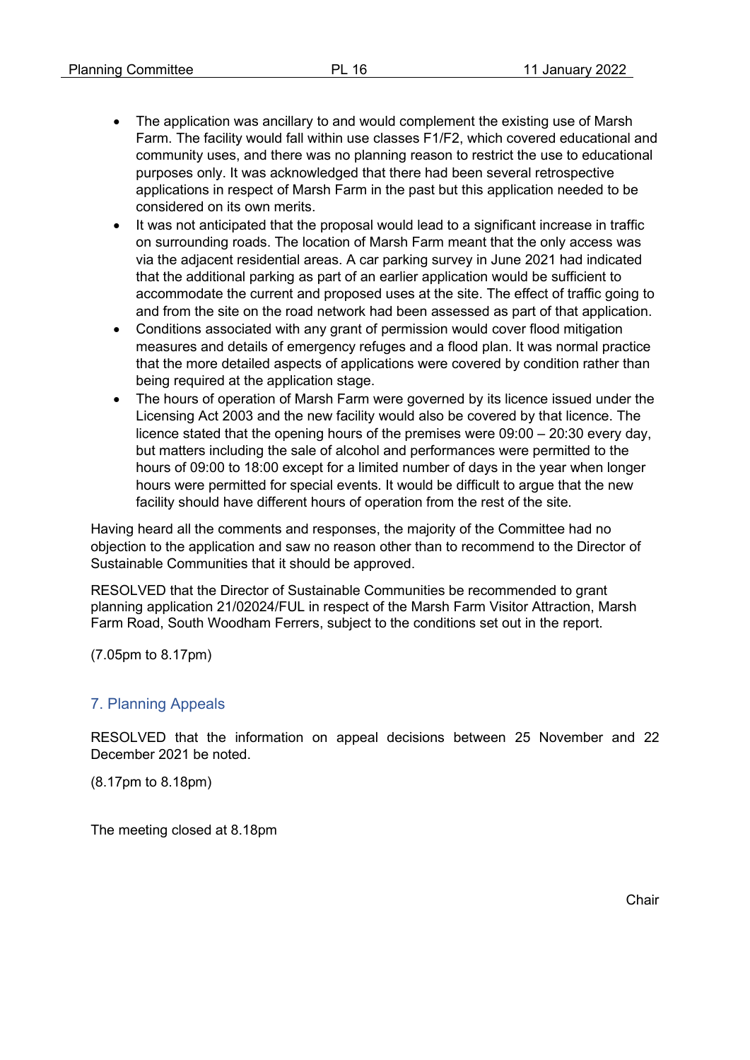- The application was ancillary to and would complement the existing use of Marsh Farm. The facility would fall within use classes F1/F2, which covered educational and community uses, and there was no planning reason to restrict the use to educational purposes only. It was acknowledged that there had been several retrospective applications in respect of Marsh Farm in the past but this application needed to be considered on its own merits.
- It was not anticipated that the proposal would lead to a significant increase in traffic on surrounding roads. The location of Marsh Farm meant that the only access was via the adjacent residential areas. A car parking survey in June 2021 had indicated that the additional parking as part of an earlier application would be sufficient to accommodate the current and proposed uses at the site. The effect of traffic going to and from the site on the road network had been assessed as part of that application.
- Conditions associated with any grant of permission would cover flood mitigation measures and details of emergency refuges and a flood plan. It was normal practice that the more detailed aspects of applications were covered by condition rather than being required at the application stage.
- The hours of operation of Marsh Farm were governed by its licence issued under the Licensing Act 2003 and the new facility would also be covered by that licence. The licence stated that the opening hours of the premises were 09:00 – 20:30 every day, but matters including the sale of alcohol and performances were permitted to the hours of 09:00 to 18:00 except for a limited number of days in the year when longer hours were permitted for special events. It would be difficult to argue that the new facility should have different hours of operation from the rest of the site.

Having heard all the comments and responses, the majority of the Committee had no objection to the application and saw no reason other than to recommend to the Director of Sustainable Communities that it should be approved.

RESOLVED that the Director of Sustainable Communities be recommended to grant planning application 21/02024/FUL in respect of the Marsh Farm Visitor Attraction, Marsh Farm Road, South Woodham Ferrers, subject to the conditions set out in the report.

(7.05pm to 8.17pm)

## 7. Planning Appeals

RESOLVED that the information on appeal decisions between 25 November and 22 December 2021 be noted.

(8.17pm to 8.18pm)

The meeting closed at 8.18pm

Chair